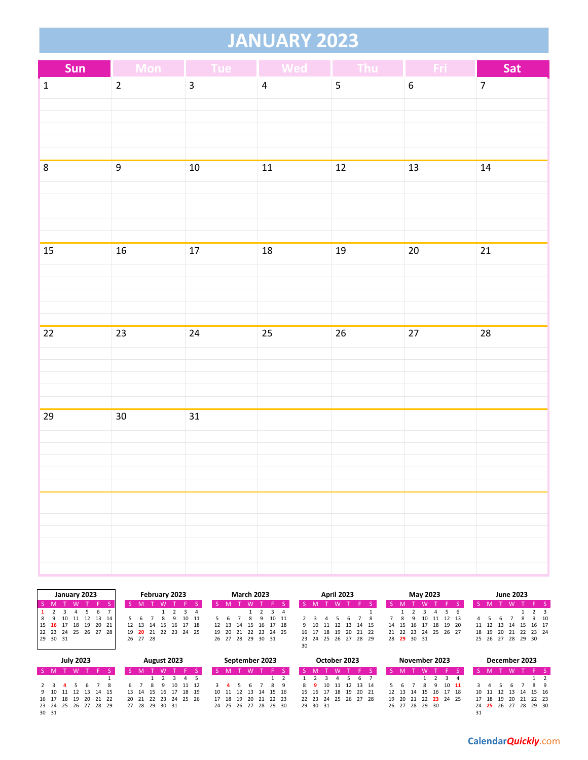# JANUARY 2023

| Sun | Mon | Tue | Wed | Thu | Fri | Sat |
|---|---|---|---|---|---|---|
| 1 | 2 | 3 | 4 | 5 | 6 | 7 |
| 8 | 9 | 10 | 11 | 12 | 13 | 14 |
| 15 | 16 | 17 | 18 | 19 | 20 | 21 |
| 22 | 23 | 24 | 25 | 26 | 27 | 28 |
| 29 | 30 | 31 | | | | |
| | | | | | | |

**January 2023**

| S | M | T | W | T | F | S |
|---|---|---|---|---|---|---|
| 1 | 2 | 3 | 4 | 5 | 6 | 7 |
| 8 | 9 | 10 | 11 | 12 | 13 | 14 |
| 15 | 16 | 17 | 18 | 19 | 20 | 21 |
| 22 | 23 | 24 | 25 | 26 | 27 | 28 |
| 29 | 30 | 31 | | | | |

**February 2023**

| S | M | T | W | T | F | S |
|---|---|---|---|---|---|---|
| | | | 1 | 2 | 3 | 4 |
| 5 | 6 | 7 | 8 | 9 | 10 | 11 |
| 12 | 13 | 14 | 15 | 16 | 17 | 18 |
| 19 | 20 | 21 | 22 | 23 | 24 | 25 |
| 26 | 27 | 28 | | | | |

**March 2023**

| S | M | T | W | T | F | S |
|---|---|---|---|---|---|---|
| | | | 1 | 2 | 3 | 4 |
| 5 | 6 | 7 | 8 | 9 | 10 | 11 |
| 12 | 13 | 14 | 15 | 16 | 17 | 18 |
| 19 | 20 | 21 | 22 | 23 | 24 | 25 |
| 26 | 27 | 28 | 29 | 30 | 31 | |

**April 2023**

| S | M | T | W | T | F | S |
|---|---|---|---|---|---|---|
| | | | | | | 1 |
| 2 | 3 | 4 | 5 | 6 | 7 | 8 |
| 9 | 10 | 11 | 12 | 13 | 14 | 15 |
| 16 | 17 | 18 | 19 | 20 | 21 | 22 |
| 23 | 24 | 25 | 26 | 27 | 28 | 29 |
| 30 | | | | | | |

**May 2023**

| S | M | T | W | T | F | S |
|---|---|---|---|---|---|---|
| | 1 | 2 | 3 | 4 | 5 | 6 |
| 7 | 8 | 9 | 10 | 11 | 12 | 13 |
| 14 | 15 | 16 | 17 | 18 | 19 | 20 |
| 21 | 22 | 23 | 24 | 25 | 26 | 27 |
| 28 | 29 | 30 | 31 | | | |

**June 2023**

| S | M | T | W | T | F | S |
|---|---|---|---|---|---|---|
| | | | | 1 | 2 | 3 |
| 4 | 5 | 6 | 7 | 8 | 9 | 10 |
| 11 | 12 | 13 | 14 | 15 | 16 | 17 |
| 18 | 19 | 20 | 21 | 22 | 23 | 24 |
| 25 | 26 | 27 | 28 | 29 | 30 | |

**July 2023**

| S | M | T | W | T | F | S |
|---|---|---|---|---|---|---|
| | | | | | | 1 |
| 2 | 3 | 4 | 5 | 6 | 7 | 8 |
| 9 | 10 | 11 | 12 | 13 | 14 | 15 |
| 16 | 17 | 18 | 19 | 20 | 21 | 22 |
| 23 | 24 | 25 | 26 | 27 | 28 | 29 |
| 30 | 31 | | | | | |

**August 2023**

| S | M | T | W | T | F | S |
|---|---|---|---|---|---|---|
| | | 1 | 2 | 3 | 4 | 5 |
| 6 | 7 | 8 | 9 | 10 | 11 | 12 |
| 13 | 14 | 15 | 16 | 17 | 18 | 19 |
| 20 | 21 | 22 | 23 | 24 | 25 | 26 |
| 27 | 28 | 29 | 30 | 31 | | |

**September 2023**

| S | M | T | W | T | F | S |
|---|---|---|---|---|---|---|
| | | | | | 1 | 2 |
| 3 | 4 | 5 | 6 | 7 | 8 | 9 |
| 10 | 11 | 12 | 13 | 14 | 15 | 16 |
| 17 | 18 | 19 | 20 | 21 | 22 | 23 |
| 24 | 25 | 26 | 27 | 28 | 29 | 30 |

**October 2023**

| S | M | T | W | T | F | S |
|---|---|---|---|---|---|---|
| 1 | 2 | 3 | 4 | 5 | 6 | 7 |
| 8 | 9 | 10 | 11 | 12 | 13 | 14 |
| 15 | 16 | 17 | 18 | 19 | 20 | 21 |
| 22 | 23 | 24 | 25 | 26 | 27 | 28 |
| 29 | 30 | 31 | | | | |

**November 2023**

| S | M | T | W | T | F | S |
|---|---|---|---|---|---|---|
| | | | 1 | 2 | 3 | 4 |
| 5 | 6 | 7 | 8 | 9 | 10 | 11 |
| 12 | 13 | 14 | 15 | 16 | 17 | 18 |
| 19 | 20 | 21 | 22 | 23 | 24 | 25 |
| 26 | 27 | 28 | 29 | 30 | | |

**December 2023**

| S | M | T | W | T | F | S |
|---|---|---|---|---|---|---|
| | | | | | 1 | 2 |
| 3 | 4 | 5 | 6 | 7 | 8 | 9 |
| 10 | 11 | 12 | 13 | 14 | 15 | 16 |
| 17 | 18 | 19 | 20 | 21 | 22 | 23 |
| 24 | 25 | 26 | 27 | 28 | 29 | 30 |
| 31 | | | | | | |

CalendarQuickly.com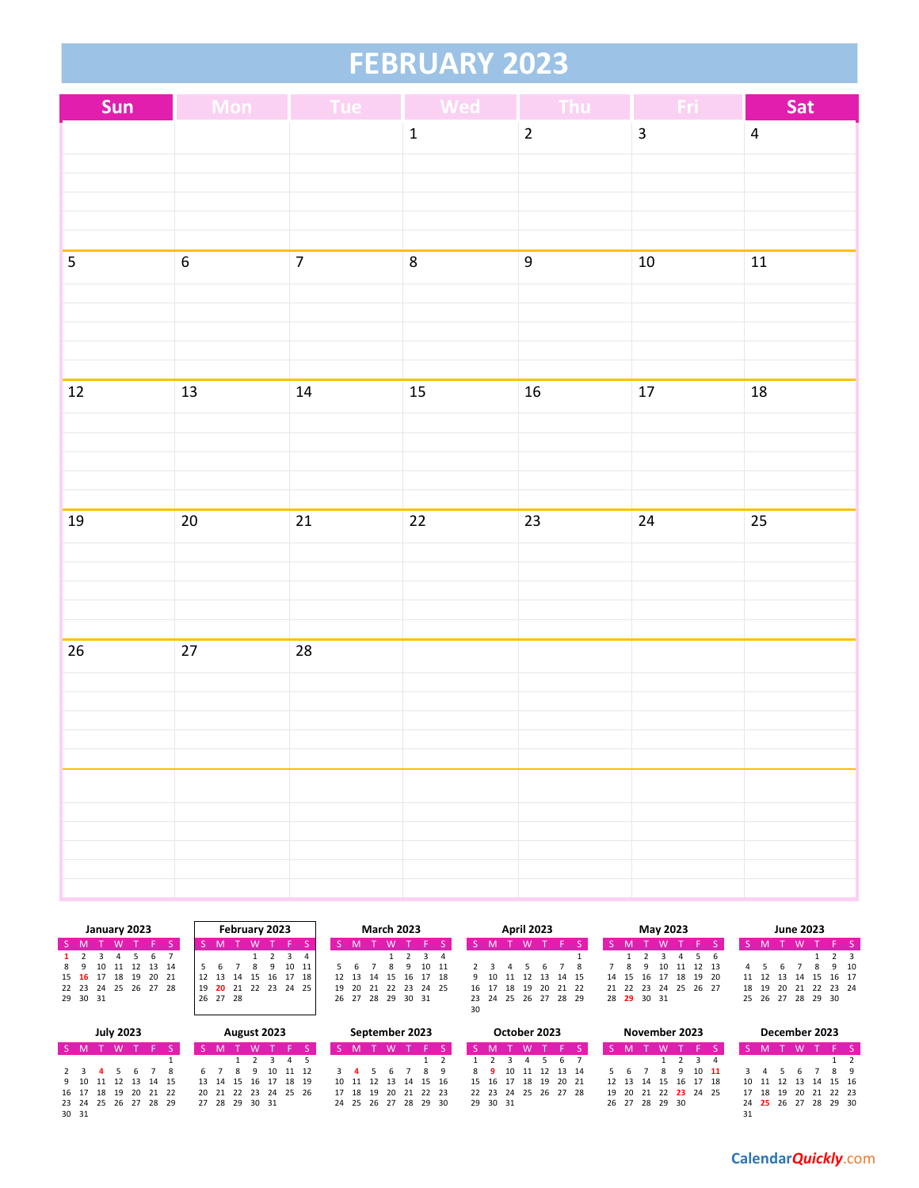# FEBRUARY 2023

| Sun | Mon | Tue | Wed | Thu | Fri | Sat |
|---|---|---|---|---|---|---|
| | | | 1 | 2 | 3 | 4 |
| 5 | 6 | 7 | 8 | 9 | 10 | 11 |
| 12 | 13 | 14 | 15 | 16 | 17 | 18 |
| 19 | 20 | 21 | 22 | 23 | 24 | 25 |
| 26 | 27 | 28 | | | | |
| | | | | | | |

**January 2023**

| S | M | T | W | T | F | S |
|---|---|---|---|---|---|---|
| 1 | 2 | 3 | 4 | 5 | 6 | 7 |
| 8 | 9 | 10 | 11 | 12 | 13 | 14 |
| 15 | 16 | 17 | 18 | 19 | 20 | 21 |
| 22 | 23 | 24 | 25 | 26 | 27 | 28 |
| 29 | 30 | 31 | | | | |

**February 2023**

| S | M | T | W | T | F | S |
|---|---|---|---|---|---|---|
| | | | 1 | 2 | 3 | 4 |
| 5 | 6 | 7 | 8 | 9 | 10 | 11 |
| 12 | 13 | 14 | 15 | 16 | 17 | 18 |
| 19 | 20 | 21 | 22 | 23 | 24 | 25 |
| 26 | 27 | 28 | | | | |

**March 2023**

| S | M | T | W | T | F | S |
|---|---|---|---|---|---|---|
| | | | 1 | 2 | 3 | 4 |
| 5 | 6 | 7 | 8 | 9 | 10 | 11 |
| 12 | 13 | 14 | 15 | 16 | 17 | 18 |
| 19 | 20 | 21 | 22 | 23 | 24 | 25 |
| 26 | 27 | 28 | 29 | 30 | 31 | |

**April 2023**

| S | M | T | W | T | F | S |
|---|---|---|---|---|---|---|
| | | | | | | 1 |
| 2 | 3 | 4 | 5 | 6 | 7 | 8 |
| 9 | 10 | 11 | 12 | 13 | 14 | 15 |
| 16 | 17 | 18 | 19 | 20 | 21 | 22 |
| 23 | 24 | 25 | 26 | 27 | 28 | 29 |
| 30 | | | | | | |

**May 2023**

| S | M | T | W | T | F | S |
|---|---|---|---|---|---|---|
| | 1 | 2 | 3 | 4 | 5 | 6 |
| 7 | 8 | 9 | 10 | 11 | 12 | 13 |
| 14 | 15 | 16 | 17 | 18 | 19 | 20 |
| 21 | 22 | 23 | 24 | 25 | 26 | 27 |
| 28 | 29 | 30 | 31 | | | |

**June 2023**

| S | M | T | W | T | F | S |
|---|---|---|---|---|---|---|
| | | | | 1 | 2 | 3 |
| 4 | 5 | 6 | 7 | 8 | 9 | 10 |
| 11 | 12 | 13 | 14 | 15 | 16 | 17 |
| 18 | 19 | 20 | 21 | 22 | 23 | 24 |
| 25 | 26 | 27 | 28 | 29 | 30 | |

**July 2023**

| S | M | T | W | T | F | S |
|---|---|---|---|---|---|---|
| | | | | | | 1 |
| 2 | 3 | 4 | 5 | 6 | 7 | 8 |
| 9 | 10 | 11 | 12 | 13 | 14 | 15 |
| 16 | 17 | 18 | 19 | 20 | 21 | 22 |
| 23 | 24 | 25 | 26 | 27 | 28 | 29 |
| 30 | 31 | | | | | |

**August 2023**

| S | M | T | W | T | F | S |
|---|---|---|---|---|---|---|
| | | 1 | 2 | 3 | 4 | 5 |
| 6 | 7 | 8 | 9 | 10 | 11 | 12 |
| 13 | 14 | 15 | 16 | 17 | 18 | 19 |
| 20 | 21 | 22 | 23 | 24 | 25 | 26 |
| 27 | 28 | 29 | 30 | 31 | | |

**September 2023**

| S | M | T | W | T | F | S |
|---|---|---|---|---|---|---|
| | | | | | 1 | 2 |
| 3 | 4 | 5 | 6 | 7 | 8 | 9 |
| 10 | 11 | 12 | 13 | 14 | 15 | 16 |
| 17 | 18 | 19 | 20 | 21 | 22 | 23 |
| 24 | 25 | 26 | 27 | 28 | 29 | 30 |

**October 2023**

| S | M | T | W | T | F | S |
|---|---|---|---|---|---|---|
| 1 | 2 | 3 | 4 | 5 | 6 | 7 |
| 8 | 9 | 10 | 11 | 12 | 13 | 14 |
| 15 | 16 | 17 | 18 | 19 | 20 | 21 |
| 22 | 23 | 24 | 25 | 26 | 27 | 28 |
| 29 | 30 | 31 | | | | |

**November 2023**

| S | M | T | W | T | F | S |
|---|---|---|---|---|---|---|
| | | | 1 | 2 | 3 | 4 |
| 5 | 6 | 7 | 8 | 9 | 10 | 11 |
| 12 | 13 | 14 | 15 | 16 | 17 | 18 |
| 19 | 20 | 21 | 22 | 23 | 24 | 25 |
| 26 | 27 | 28 | 29 | 30 | | |

**December 2023**

| S | M | T | W | T | F | S |
|---|---|---|---|---|---|---|
| | | | | | 1 | 2 |
| 3 | 4 | 5 | 6 | 7 | 8 | 9 |
| 10 | 11 | 12 | 13 | 14 | 15 | 16 |
| 17 | 18 | 19 | 20 | 21 | 22 | 23 |
| 24 | 25 | 26 | 27 | 28 | 29 | 30 |
| 31 | | | | | | |

CalendarQuickly.com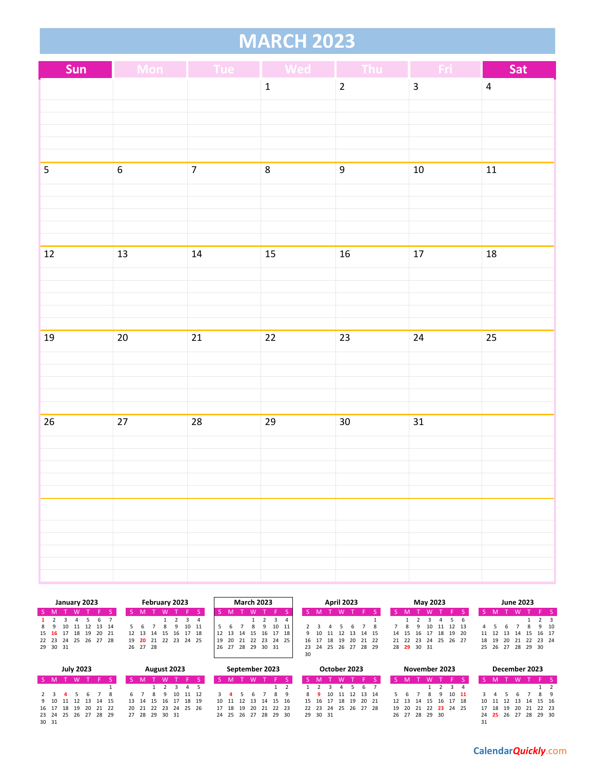# MARCH 2023

| Sun | Mon | Tue | Wed | Thu | Fri | Sat |
|---|---|---|---|---|---|---|
| | | | 1 | 2 | 3 | 4 |
| 5 | 6 | 7 | 8 | 9 | 10 | 11 |
| 12 | 13 | 14 | 15 | 16 | 17 | 18 |
| 19 | 20 | 21 | 22 | 23 | 24 | 25 |
| 26 | 27 | 28 | 29 | 30 | 31 | |
| | | | | | | |

**January 2023**

| S | M | T | W | T | F | S |
|---|---|---|---|---|---|---|
| 1 | 2 | 3 | 4 | 5 | 6 | 7 |
| 8 | 9 | 10 | 11 | 12 | 13 | 14 |
| 15 | 16 | 17 | 18 | 19 | 20 | 21 |
| 22 | 23 | 24 | 25 | 26 | 27 | 28 |
| 29 | 30 | 31 | | | | |

**February 2023**

| S | M | T | W | T | F | S |
|---|---|---|---|---|---|---|
| | | | 1 | 2 | 3 | 4 |
| 5 | 6 | 7 | 8 | 9 | 10 | 11 |
| 12 | 13 | 14 | 15 | 16 | 17 | 18 |
| 19 | 20 | 21 | 22 | 23 | 24 | 25 |
| 26 | 27 | 28 | | | | |

**March 2023**

| S | M | T | W | T | F | S |
|---|---|---|---|---|---|---|
| | | | 1 | 2 | 3 | 4 |
| 5 | 6 | 7 | 8 | 9 | 10 | 11 |
| 12 | 13 | 14 | 15 | 16 | 17 | 18 |
| 19 | 20 | 21 | 22 | 23 | 24 | 25 |
| 26 | 27 | 28 | 29 | 30 | 31 | |

**April 2023**

| S | M | T | W | T | F | S |
|---|---|---|---|---|---|---|
| | | | | | | 1 |
| 2 | 3 | 4 | 5 | 6 | 7 | 8 |
| 9 | 10 | 11 | 12 | 13 | 14 | 15 |
| 16 | 17 | 18 | 19 | 20 | 21 | 22 |
| 23 | 24 | 25 | 26 | 27 | 28 | 29 |
| 30 | | | | | | |

**May 2023**

| S | M | T | W | T | F | S |
|---|---|---|---|---|---|---|
| | 1 | 2 | 3 | 4 | 5 | 6 |
| 7 | 8 | 9 | 10 | 11 | 12 | 13 |
| 14 | 15 | 16 | 17 | 18 | 19 | 20 |
| 21 | 22 | 23 | 24 | 25 | 26 | 27 |
| 28 | 29 | 30 | 31 | | | |

**June 2023**

| S | M | T | W | T | F | S |
|---|---|---|---|---|---|---|
| | | | | 1 | 2 | 3 |
| 4 | 5 | 6 | 7 | 8 | 9 | 10 |
| 11 | 12 | 13 | 14 | 15 | 16 | 17 |
| 18 | 19 | 20 | 21 | 22 | 23 | 24 |
| 25 | 26 | 27 | 28 | 29 | 30 | |

**July 2023**

| S | M | T | W | T | F | S |
|---|---|---|---|---|---|---|
| | | | | | | 1 |
| 2 | 3 | 4 | 5 | 6 | 7 | 8 |
| 9 | 10 | 11 | 12 | 13 | 14 | 15 |
| 16 | 17 | 18 | 19 | 20 | 21 | 22 |
| 23 | 24 | 25 | 26 | 27 | 28 | 29 |
| 30 | 31 | | | | | |

**August 2023**

| S | M | T | W | T | F | S |
|---|---|---|---|---|---|---|
| | | 1 | 2 | 3 | 4 | 5 |
| 6 | 7 | 8 | 9 | 10 | 11 | 12 |
| 13 | 14 | 15 | 16 | 17 | 18 | 19 |
| 20 | 21 | 22 | 23 | 24 | 25 | 26 |
| 27 | 28 | 29 | 30 | 31 | | |

**September 2023**

| S | M | T | W | T | F | S |
|---|---|---|---|---|---|---|
| | | | | | 1 | 2 |
| 3 | 4 | 5 | 6 | 7 | 8 | 9 |
| 10 | 11 | 12 | 13 | 14 | 15 | 16 |
| 17 | 18 | 19 | 20 | 21 | 22 | 23 |
| 24 | 25 | 26 | 27 | 28 | 29 | 30 |

**October 2023**

| S | M | T | W | T | F | S |
|---|---|---|---|---|---|---|
| 1 | 2 | 3 | 4 | 5 | 6 | 7 |
| 8 | 9 | 10 | 11 | 12 | 13 | 14 |
| 15 | 16 | 17 | 18 | 19 | 20 | 21 |
| 22 | 23 | 24 | 25 | 26 | 27 | 28 |
| 29 | 30 | 31 | | | | |

**November 2023**

| S | M | T | W | T | F | S |
|---|---|---|---|---|---|---|
| | | | 1 | 2 | 3 | 4 |
| 5 | 6 | 7 | 8 | 9 | 10 | 11 |
| 12 | 13 | 14 | 15 | 16 | 17 | 18 |
| 19 | 20 | 21 | 22 | 23 | 24 | 25 |
| 26 | 27 | 28 | 29 | 30 | | |

**December 2023**

| S | M | T | W | T | F | S |
|---|---|---|---|---|---|---|
| | | | | | 1 | 2 |
| 3 | 4 | 5 | 6 | 7 | 8 | 9 |
| 10 | 11 | 12 | 13 | 14 | 15 | 16 |
| 17 | 18 | 19 | 20 | 21 | 22 | 23 |
| 24 | 25 | 26 | 27 | 28 | 29 | 30 |
| 31 | | | | | | |

CalendarQuickly.com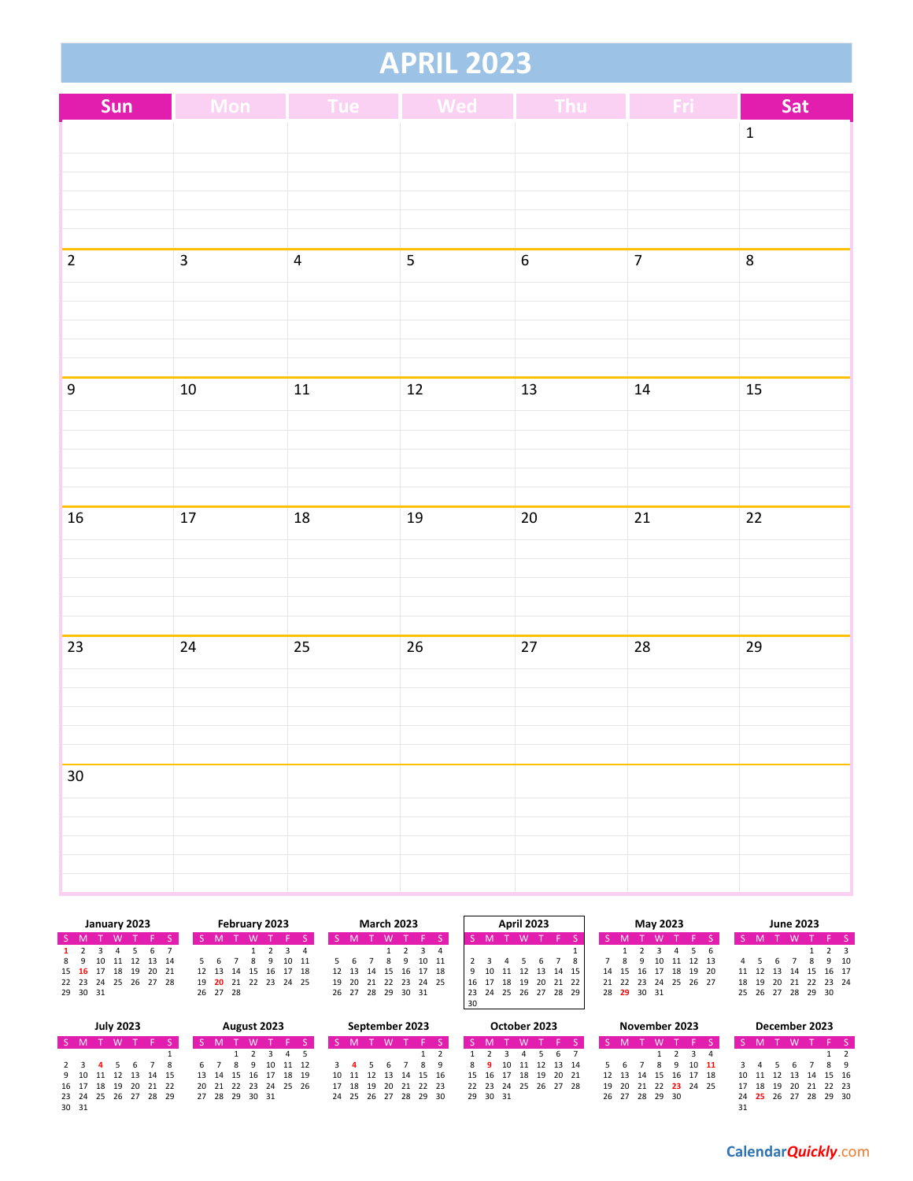# APRIL 2023

| Sun | Mon | Tue | Wed | Thu | Fri | Sat |
|---|---|---|---|---|---|---|
| | | | | | | 1 |
| 2 | 3 | 4 | 5 | 6 | 7 | 8 |
| 9 | 10 | 11 | 12 | 13 | 14 | 15 |
| 16 | 17 | 18 | 19 | 20 | 21 | 22 |
| 23 | 24 | 25 | 26 | 27 | 28 | 29 |
| 30 | | | | | | |

**January 2023**

| S | M | T | W | T | F | S |
|---|---|---|---|---|---|---|
| 1 | 2 | 3 | 4 | 5 | 6 | 7 |
| 8 | 9 | 10 | 11 | 12 | 13 | 14 |
| 15 | 16 | 17 | 18 | 19 | 20 | 21 |
| 22 | 23 | 24 | 25 | 26 | 27 | 28 |
| 29 | 30 | 31 | | | | |

**February 2023**

| S | M | T | W | T | F | S |
|---|---|---|---|---|---|---|
| | | | 1 | 2 | 3 | 4 |
| 5 | 6 | 7 | 8 | 9 | 10 | 11 |
| 12 | 13 | 14 | 15 | 16 | 17 | 18 |
| 19 | 20 | 21 | 22 | 23 | 24 | 25 |
| 26 | 27 | 28 | | | | |

**March 2023**

| S | M | T | W | T | F | S |
|---|---|---|---|---|---|---|
| | | | 1 | 2 | 3 | 4 |
| 5 | 6 | 7 | 8 | 9 | 10 | 11 |
| 12 | 13 | 14 | 15 | 16 | 17 | 18 |
| 19 | 20 | 21 | 22 | 23 | 24 | 25 |
| 26 | 27 | 28 | 29 | 30 | 31 | |

**April 2023**

| S | M | T | W | T | F | S |
|---|---|---|---|---|---|---|
| | | | | | | 1 |
| 2 | 3 | 4 | 5 | 6 | 7 | 8 |
| 9 | 10 | 11 | 12 | 13 | 14 | 15 |
| 16 | 17 | 18 | 19 | 20 | 21 | 22 |
| 23 | 24 | 25 | 26 | 27 | 28 | 29 |
| 30 | | | | | | |

**May 2023**

| S | M | T | W | T | F | S |
|---|---|---|---|---|---|---|
| | 1 | 2 | 3 | 4 | 5 | 6 |
| 7 | 8 | 9 | 10 | 11 | 12 | 13 |
| 14 | 15 | 16 | 17 | 18 | 19 | 20 |
| 21 | 22 | 23 | 24 | 25 | 26 | 27 |
| 28 | 29 | 30 | 31 | | | |

**June 2023**

| S | M | T | W | T | F | S |
|---|---|---|---|---|---|---|
| | | | | 1 | 2 | 3 |
| 4 | 5 | 6 | 7 | 8 | 9 | 10 |
| 11 | 12 | 13 | 14 | 15 | 16 | 17 |
| 18 | 19 | 20 | 21 | 22 | 23 | 24 |
| 25 | 26 | 27 | 28 | 29 | 30 | |

**July 2023**

| S | M | T | W | T | F | S |
|---|---|---|---|---|---|---|
| | | | | | | 1 |
| 2 | 3 | 4 | 5 | 6 | 7 | 8 |
| 9 | 10 | 11 | 12 | 13 | 14 | 15 |
| 16 | 17 | 18 | 19 | 20 | 21 | 22 |
| 23 | 24 | 25 | 26 | 27 | 28 | 29 |
| 30 | 31 | | | | | |

**August 2023**

| S | M | T | W | T | F | S |
|---|---|---|---|---|---|---|
| | | 1 | 2 | 3 | 4 | 5 |
| 6 | 7 | 8 | 9 | 10 | 11 | 12 |
| 13 | 14 | 15 | 16 | 17 | 18 | 19 |
| 20 | 21 | 22 | 23 | 24 | 25 | 26 |
| 27 | 28 | 29 | 30 | 31 | | |

**September 2023**

| S | M | T | W | T | F | S |
|---|---|---|---|---|---|---|
| | | | | | 1 | 2 |
| 3 | 4 | 5 | 6 | 7 | 8 | 9 |
| 10 | 11 | 12 | 13 | 14 | 15 | 16 |
| 17 | 18 | 19 | 20 | 21 | 22 | 23 |
| 24 | 25 | 26 | 27 | 28 | 29 | 30 |

**October 2023**

| S | M | T | W | T | F | S |
|---|---|---|---|---|---|---|
| 1 | 2 | 3 | 4 | 5 | 6 | 7 |
| 8 | 9 | 10 | 11 | 12 | 13 | 14 |
| 15 | 16 | 17 | 18 | 19 | 20 | 21 |
| 22 | 23 | 24 | 25 | 26 | 27 | 28 |
| 29 | 30 | 31 | | | | |

**November 2023**

| S | M | T | W | T | F | S |
|---|---|---|---|---|---|---|
| | | | 1 | 2 | 3 | 4 |
| 5 | 6 | 7 | 8 | 9 | 10 | 11 |
| 12 | 13 | 14 | 15 | 16 | 17 | 18 |
| 19 | 20 | 21 | 22 | 23 | 24 | 25 |
| 26 | 27 | 28 | 29 | 30 | | |

**December 2023**

| S | M | T | W | T | F | S |
|---|---|---|---|---|---|---|
| | | | | | 1 | 2 |
| 3 | 4 | 5 | 6 | 7 | 8 | 9 |
| 10 | 11 | 12 | 13 | 14 | 15 | 16 |
| 17 | 18 | 19 | 20 | 21 | 22 | 23 |
| 24 | 25 | 26 | 27 | 28 | 29 | 30 |
| 31 | | | | | | |

CalendarQuickly.com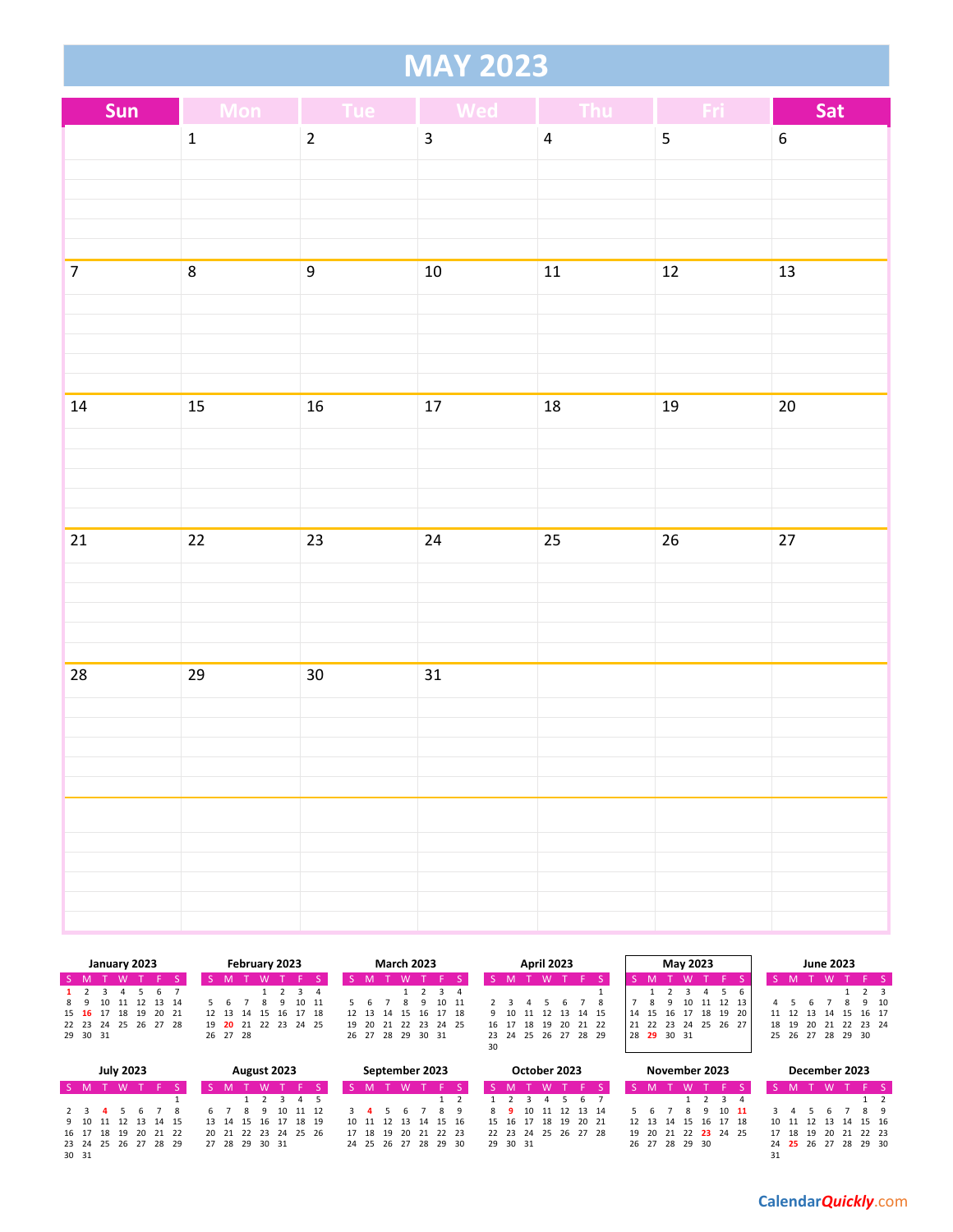# MAY 2023

| Sun | Mon | Tue | Wed | Thu | Fri | Sat |
|---|---|---|---|---|---|---|
| | 1 | 2 | 3 | 4 | 5 | 6 |
| 7 | 8 | 9 | 10 | 11 | 12 | 13 |
| 14 | 15 | 16 | 17 | 18 | 19 | 20 |
| 21 | 22 | 23 | 24 | 25 | 26 | 27 |
| 28 | 29 | 30 | 31 | | | |
| | | | | | | |

**January 2023**

| S | M | T | W | T | F | S |
|---|---|---|---|---|---|---|
| 1 | 2 | 3 | 4 | 5 | 6 | 7 |
| 8 | 9 | 10 | 11 | 12 | 13 | 14 |
| 15 | 16 | 17 | 18 | 19 | 20 | 21 |
| 22 | 23 | 24 | 25 | 26 | 27 | 28 |
| 29 | 30 | 31 | | | | |

**February 2023**

| S | M | T | W | T | F | S |
|---|---|---|---|---|---|---|
| | | | 1 | 2 | 3 | 4 |
| 5 | 6 | 7 | 8 | 9 | 10 | 11 |
| 12 | 13 | 14 | 15 | 16 | 17 | 18 |
| 19 | 20 | 21 | 22 | 23 | 24 | 25 |
| 26 | 27 | 28 | | | | |

**March 2023**

| S | M | T | W | T | F | S |
|---|---|---|---|---|---|---|
| | | | 1 | 2 | 3 | 4 |
| 5 | 6 | 7 | 8 | 9 | 10 | 11 |
| 12 | 13 | 14 | 15 | 16 | 17 | 18 |
| 19 | 20 | 21 | 22 | 23 | 24 | 25 |
| 26 | 27 | 28 | 29 | 30 | 31 | |

**April 2023**

| S | M | T | W | T | F | S |
|---|---|---|---|---|---|---|
| | | | | | | 1 |
| 2 | 3 | 4 | 5 | 6 | 7 | 8 |
| 9 | 10 | 11 | 12 | 13 | 14 | 15 |
| 16 | 17 | 18 | 19 | 20 | 21 | 22 |
| 23 | 24 | 25 | 26 | 27 | 28 | 29 |
| 30 | | | | | | |

**May 2023**

| S | M | T | W | T | F | S |
|---|---|---|---|---|---|---|
| | 1 | 2 | 3 | 4 | 5 | 6 |
| 7 | 8 | 9 | 10 | 11 | 12 | 13 |
| 14 | 15 | 16 | 17 | 18 | 19 | 20 |
| 21 | 22 | 23 | 24 | 25 | 26 | 27 |
| 28 | 29 | 30 | 31 | | | |

**June 2023**

| S | M | T | W | T | F | S |
|---|---|---|---|---|---|---|
| | | | | 1 | 2 | 3 |
| 4 | 5 | 6 | 7 | 8 | 9 | 10 |
| 11 | 12 | 13 | 14 | 15 | 16 | 17 |
| 18 | 19 | 20 | 21 | 22 | 23 | 24 |
| 25 | 26 | 27 | 28 | 29 | 30 | |

**July 2023**

| S | M | T | W | T | F | S |
|---|---|---|---|---|---|---|
| | | | | | | 1 |
| 2 | 3 | 4 | 5 | 6 | 7 | 8 |
| 9 | 10 | 11 | 12 | 13 | 14 | 15 |
| 16 | 17 | 18 | 19 | 20 | 21 | 22 |
| 23 | 24 | 25 | 26 | 27 | 28 | 29 |
| 30 | 31 | | | | | |

**August 2023**

| S | M | T | W | T | F | S |
|---|---|---|---|---|---|---|
| | | 1 | 2 | 3 | 4 | 5 |
| 6 | 7 | 8 | 9 | 10 | 11 | 12 |
| 13 | 14 | 15 | 16 | 17 | 18 | 19 |
| 20 | 21 | 22 | 23 | 24 | 25 | 26 |
| 27 | 28 | 29 | 30 | 31 | | |

**September 2023**

| S | M | T | W | T | F | S |
|---|---|---|---|---|---|---|
| | | | | | 1 | 2 |
| 3 | 4 | 5 | 6 | 7 | 8 | 9 |
| 10 | 11 | 12 | 13 | 14 | 15 | 16 |
| 17 | 18 | 19 | 20 | 21 | 22 | 23 |
| 24 | 25 | 26 | 27 | 28 | 29 | 30 |

**October 2023**

| S | M | T | W | T | F | S |
|---|---|---|---|---|---|---|
| 1 | 2 | 3 | 4 | 5 | 6 | 7 |
| 8 | 9 | 10 | 11 | 12 | 13 | 14 |
| 15 | 16 | 17 | 18 | 19 | 20 | 21 |
| 22 | 23 | 24 | 25 | 26 | 27 | 28 |
| 29 | 30 | 31 | | | | |

**November 2023**

| S | M | T | W | T | F | S |
|---|---|---|---|---|---|---|
| | | | 1 | 2 | 3 | 4 |
| 5 | 6 | 7 | 8 | 9 | 10 | 11 |
| 12 | 13 | 14 | 15 | 16 | 17 | 18 |
| 19 | 20 | 21 | 22 | 23 | 24 | 25 |
| 26 | 27 | 28 | 29 | 30 | | |

**December 2023**

| S | M | T | W | T | F | S |
|---|---|---|---|---|---|---|
| | | | | | 1 | 2 |
| 3 | 4 | 5 | 6 | 7 | 8 | 9 |
| 10 | 11 | 12 | 13 | 14 | 15 | 16 |
| 17 | 18 | 19 | 20 | 21 | 22 | 23 |
| 24 | 25 | 26 | 27 | 28 | 29 | 30 |
| 31 | | | | | | |

CalendarQuickly.com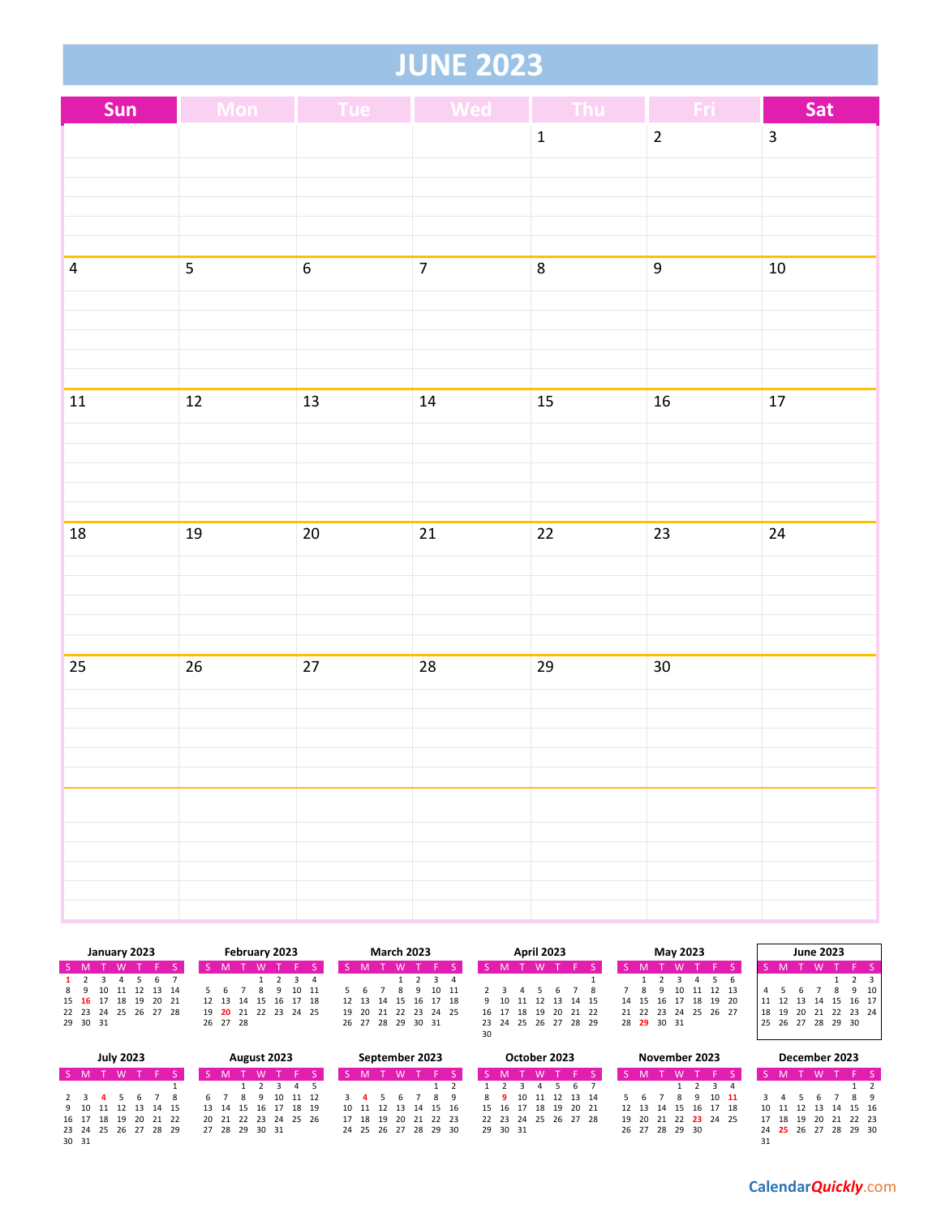# JUNE 2023

| Sun | Mon | Tue | Wed | Thu | Fri | Sat |
|---|---|---|---|---|---|---|
| | | | | 1 | 2 | 3 |
| 4 | 5 | 6 | 7 | 8 | 9 | 10 |
| 11 | 12 | 13 | 14 | 15 | 16 | 17 |
| 18 | 19 | 20 | 21 | 22 | 23 | 24 |
| 25 | 26 | 27 | 28 | 29 | 30 | |
| | | | | | | |

**January 2023**

| S | M | T | W | T | F | S |
|---|---|---|---|---|---|---|
| 1 | 2 | 3 | 4 | 5 | 6 | 7 |
| 8 | 9 | 10 | 11 | 12 | 13 | 14 |
| 15 | 16 | 17 | 18 | 19 | 20 | 21 |
| 22 | 23 | 24 | 25 | 26 | 27 | 28 |
| 29 | 30 | 31 | | | | |

**February 2023**

| S | M | T | W | T | F | S |
|---|---|---|---|---|---|---|
| | | | 1 | 2 | 3 | 4 |
| 5 | 6 | 7 | 8 | 9 | 10 | 11 |
| 12 | 13 | 14 | 15 | 16 | 17 | 18 |
| 19 | 20 | 21 | 22 | 23 | 24 | 25 |
| 26 | 27 | 28 | | | | |

**March 2023**

| S | M | T | W | T | F | S |
|---|---|---|---|---|---|---|
| | | | 1 | 2 | 3 | 4 |
| 5 | 6 | 7 | 8 | 9 | 10 | 11 |
| 12 | 13 | 14 | 15 | 16 | 17 | 18 |
| 19 | 20 | 21 | 22 | 23 | 24 | 25 |
| 26 | 27 | 28 | 29 | 30 | 31 | |

**April 2023**

| S | M | T | W | T | F | S |
|---|---|---|---|---|---|---|
| | | | | | | 1 |
| 2 | 3 | 4 | 5 | 6 | 7 | 8 |
| 9 | 10 | 11 | 12 | 13 | 14 | 15 |
| 16 | 17 | 18 | 19 | 20 | 21 | 22 |
| 23 | 24 | 25 | 26 | 27 | 28 | 29 |
| 30 | | | | | | |

**May 2023**

| S | M | T | W | T | F | S |
|---|---|---|---|---|---|---|
| | 1 | 2 | 3 | 4 | 5 | 6 |
| 7 | 8 | 9 | 10 | 11 | 12 | 13 |
| 14 | 15 | 16 | 17 | 18 | 19 | 20 |
| 21 | 22 | 23 | 24 | 25 | 26 | 27 |
| 28 | 29 | 30 | 31 | | | |

**June 2023**

| S | M | T | W | T | F | S |
|---|---|---|---|---|---|---|
| | | | | 1 | 2 | 3 |
| 4 | 5 | 6 | 7 | 8 | 9 | 10 |
| 11 | 12 | 13 | 14 | 15 | 16 | 17 |
| 18 | 19 | 20 | 21 | 22 | 23 | 24 |
| 25 | 26 | 27 | 28 | 29 | 30 | |

**July 2023**

| S | M | T | W | T | F | S |
|---|---|---|---|---|---|---|
| | | | | | | 1 |
| 2 | 3 | 4 | 5 | 6 | 7 | 8 |
| 9 | 10 | 11 | 12 | 13 | 14 | 15 |
| 16 | 17 | 18 | 19 | 20 | 21 | 22 |
| 23 | 24 | 25 | 26 | 27 | 28 | 29 |
| 30 | 31 | | | | | |

**August 2023**

| S | M | T | W | T | F | S |
|---|---|---|---|---|---|---|
| | | 1 | 2 | 3 | 4 | 5 |
| 6 | 7 | 8 | 9 | 10 | 11 | 12 |
| 13 | 14 | 15 | 16 | 17 | 18 | 19 |
| 20 | 21 | 22 | 23 | 24 | 25 | 26 |
| 27 | 28 | 29 | 30 | 31 | | |

**September 2023**

| S | M | T | W | T | F | S |
|---|---|---|---|---|---|---|
| | | | | | 1 | 2 |
| 3 | 4 | 5 | 6 | 7 | 8 | 9 |
| 10 | 11 | 12 | 13 | 14 | 15 | 16 |
| 17 | 18 | 19 | 20 | 21 | 22 | 23 |
| 24 | 25 | 26 | 27 | 28 | 29 | 30 |

**October 2023**

| S | M | T | W | T | F | S |
|---|---|---|---|---|---|---|
| 1 | 2 | 3 | 4 | 5 | 6 | 7 |
| 8 | 9 | 10 | 11 | 12 | 13 | 14 |
| 15 | 16 | 17 | 18 | 19 | 20 | 21 |
| 22 | 23 | 24 | 25 | 26 | 27 | 28 |
| 29 | 30 | 31 | | | | |

**November 2023**

| S | M | T | W | T | F | S |
|---|---|---|---|---|---|---|
| | | | 1 | 2 | 3 | 4 |
| 5 | 6 | 7 | 8 | 9 | 10 | 11 |
| 12 | 13 | 14 | 15 | 16 | 17 | 18 |
| 19 | 20 | 21 | 22 | 23 | 24 | 25 |
| 26 | 27 | 28 | 29 | 30 | | |

**December 2023**

| S | M | T | W | T | F | S |
|---|---|---|---|---|---|---|
| | | | | | 1 | 2 |
| 3 | 4 | 5 | 6 | 7 | 8 | 9 |
| 10 | 11 | 12 | 13 | 14 | 15 | 16 |
| 17 | 18 | 19 | 20 | 21 | 22 | 23 |
| 24 | 25 | 26 | 27 | 28 | 29 | 30 |
| 31 | | | | | | |

CalendarQuickly.com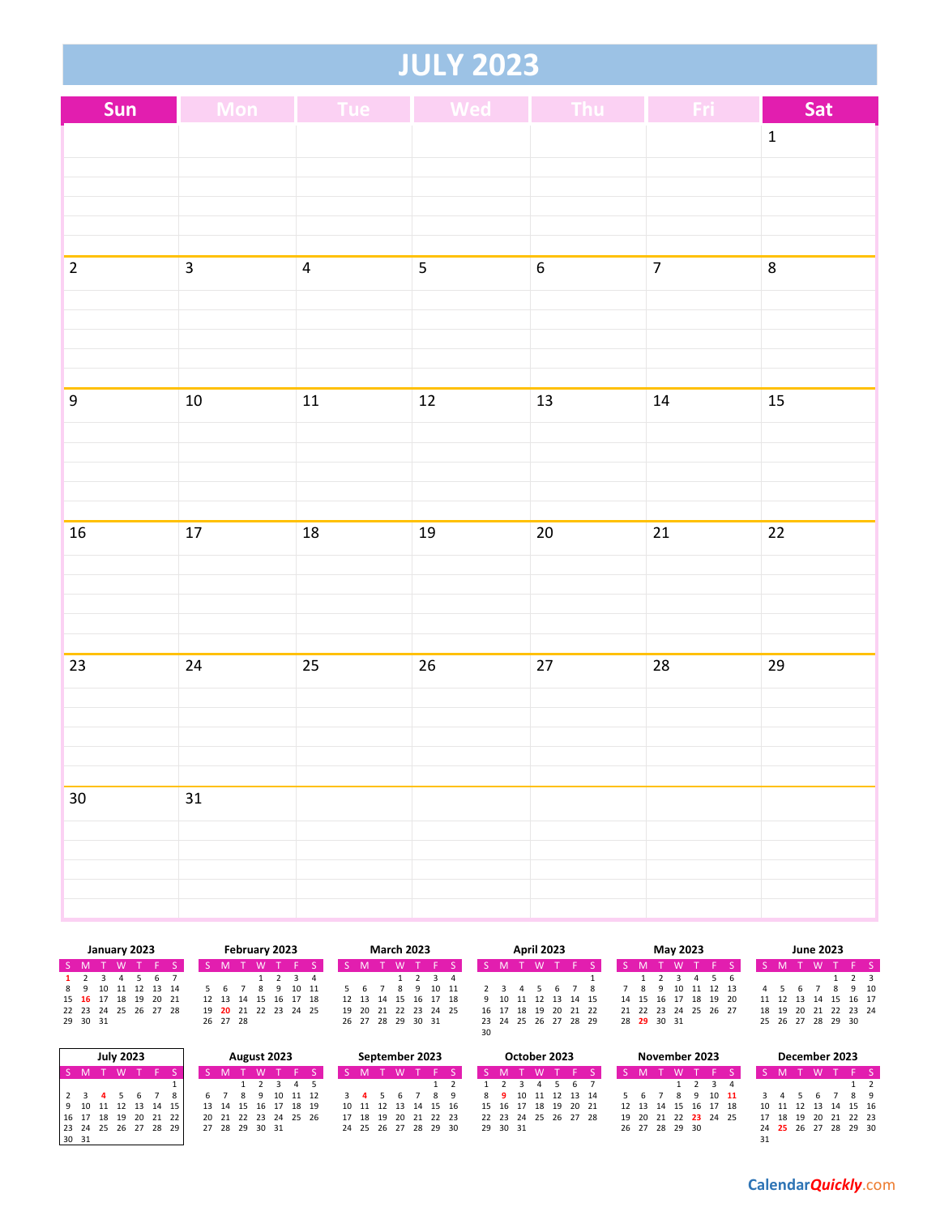# JULY 2023

| Sun | Mon | Tue | Wed | Thu | Fri | Sat |
|---|---|---|---|---|---|---|
| | | | | | | 1 |
| 2 | 3 | 4 | 5 | 6 | 7 | 8 |
| 9 | 10 | 11 | 12 | 13 | 14 | 15 |
| 16 | 17 | 18 | 19 | 20 | 21 | 22 |
| 23 | 24 | 25 | 26 | 27 | 28 | 29 |
| 30 | 31 | | | | | |

**January 2023**

| S | M | T | W | T | F | S |
|---|---|---|---|---|---|---|
| 1 | 2 | 3 | 4 | 5 | 6 | 7 |
| 8 | 9 | 10 | 11 | 12 | 13 | 14 |
| 15 | 16 | 17 | 18 | 19 | 20 | 21 |
| 22 | 23 | 24 | 25 | 26 | 27 | 28 |
| 29 | 30 | 31 | | | | |

**February 2023**

| S | M | T | W | T | F | S |
|---|---|---|---|---|---|---|
| | | | 1 | 2 | 3 | 4 |
| 5 | 6 | 7 | 8 | 9 | 10 | 11 |
| 12 | 13 | 14 | 15 | 16 | 17 | 18 |
| 19 | 20 | 21 | 22 | 23 | 24 | 25 |
| 26 | 27 | 28 | | | | |

**March 2023**

| S | M | T | W | T | F | S |
|---|---|---|---|---|---|---|
| | | | 1 | 2 | 3 | 4 |
| 5 | 6 | 7 | 8 | 9 | 10 | 11 |
| 12 | 13 | 14 | 15 | 16 | 17 | 18 |
| 19 | 20 | 21 | 22 | 23 | 24 | 25 |
| 26 | 27 | 28 | 29 | 30 | 31 | |

**April 2023**

| S | M | T | W | T | F | S |
|---|---|---|---|---|---|---|
| | | | | | | 1 |
| 2 | 3 | 4 | 5 | 6 | 7 | 8 |
| 9 | 10 | 11 | 12 | 13 | 14 | 15 |
| 16 | 17 | 18 | 19 | 20 | 21 | 22 |
| 23 | 24 | 25 | 26 | 27 | 28 | 29 |
| 30 | | | | | | |

**May 2023**

| S | M | T | W | T | F | S |
|---|---|---|---|---|---|---|
| | 1 | 2 | 3 | 4 | 5 | 6 |
| 7 | 8 | 9 | 10 | 11 | 12 | 13 |
| 14 | 15 | 16 | 17 | 18 | 19 | 20 |
| 21 | 22 | 23 | 24 | 25 | 26 | 27 |
| 28 | 29 | 30 | 31 | | | |

**June 2023**

| S | M | T | W | T | F | S |
|---|---|---|---|---|---|---|
| | | | | 1 | 2 | 3 |
| 4 | 5 | 6 | 7 | 8 | 9 | 10 |
| 11 | 12 | 13 | 14 | 15 | 16 | 17 |
| 18 | 19 | 20 | 21 | 22 | 23 | 24 |
| 25 | 26 | 27 | 28 | 29 | 30 | |

**July 2023**

| S | M | T | W | T | F | S |
|---|---|---|---|---|---|---|
| | | | | | | 1 |
| 2 | 3 | 4 | 5 | 6 | 7 | 8 |
| 9 | 10 | 11 | 12 | 13 | 14 | 15 |
| 16 | 17 | 18 | 19 | 20 | 21 | 22 |
| 23 | 24 | 25 | 26 | 27 | 28 | 29 |
| 30 | 31 | | | | | |

**August 2023**

| S | M | T | W | T | F | S |
|---|---|---|---|---|---|---|
| | | 1 | 2 | 3 | 4 | 5 |
| 6 | 7 | 8 | 9 | 10 | 11 | 12 |
| 13 | 14 | 15 | 16 | 17 | 18 | 19 |
| 20 | 21 | 22 | 23 | 24 | 25 | 26 |
| 27 | 28 | 29 | 30 | 31 | | |

**September 2023**

| S | M | T | W | T | F | S |
|---|---|---|---|---|---|---|
| | | | | | 1 | 2 |
| 3 | 4 | 5 | 6 | 7 | 8 | 9 |
| 10 | 11 | 12 | 13 | 14 | 15 | 16 |
| 17 | 18 | 19 | 20 | 21 | 22 | 23 |
| 24 | 25 | 26 | 27 | 28 | 29 | 30 |

**October 2023**

| S | M | T | W | T | F | S |
|---|---|---|---|---|---|---|
| 1 | 2 | 3 | 4 | 5 | 6 | 7 |
| 8 | 9 | 10 | 11 | 12 | 13 | 14 |
| 15 | 16 | 17 | 18 | 19 | 20 | 21 |
| 22 | 23 | 24 | 25 | 26 | 27 | 28 |
| 29 | 30 | 31 | | | | |

**November 2023**

| S | M | T | W | T | F | S |
|---|---|---|---|---|---|---|
| | | | 1 | 2 | 3 | 4 |
| 5 | 6 | 7 | 8 | 9 | 10 | 11 |
| 12 | 13 | 14 | 15 | 16 | 17 | 18 |
| 19 | 20 | 21 | 22 | 23 | 24 | 25 |
| 26 | 27 | 28 | 29 | 30 | | |

**December 2023**

| S | M | T | W | T | F | S |
|---|---|---|---|---|---|---|
| | | | | | 1 | 2 |
| 3 | 4 | 5 | 6 | 7 | 8 | 9 |
| 10 | 11 | 12 | 13 | 14 | 15 | 16 |
| 17 | 18 | 19 | 20 | 21 | 22 | 23 |
| 24 | 25 | 26 | 27 | 28 | 29 | 30 |
| 31 | | | | | | |

CalendarQuickly.com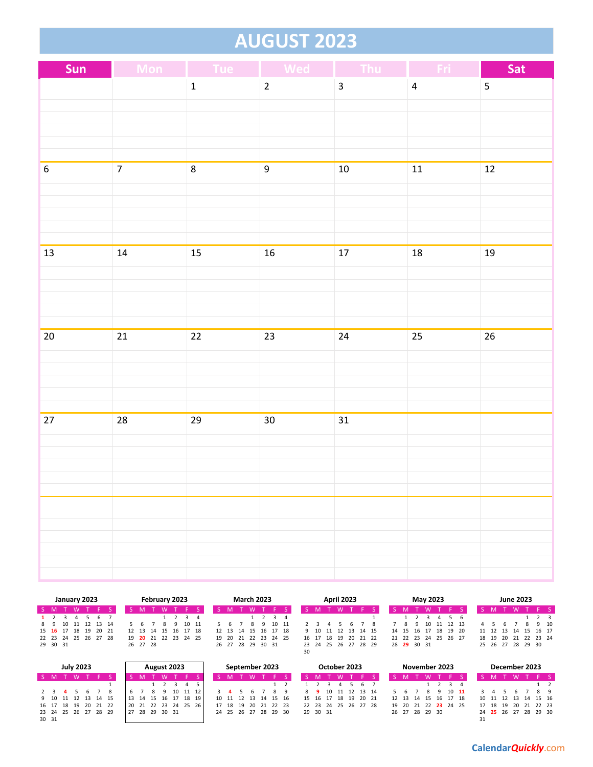# AUGUST 2023

| Sun | Mon | Tue | Wed | Thu | Fri | Sat |
|---|---|---|---|---|---|---|
| | | 1 | 2 | 3 | 4 | 5 |
| 6 | 7 | 8 | 9 | 10 | 11 | 12 |
| 13 | 14 | 15 | 16 | 17 | 18 | 19 |
| 20 | 21 | 22 | 23 | 24 | 25 | 26 |
| 27 | 28 | 29 | 30 | 31 | | |
| | | | | | | |

**January 2023**

| S | M | T | W | T | F | S |
|---|---|---|---|---|---|---|
| 1 | 2 | 3 | 4 | 5 | 6 | 7 |
| 8 | 9 | 10 | 11 | 12 | 13 | 14 |
| 15 | 16 | 17 | 18 | 19 | 20 | 21 |
| 22 | 23 | 24 | 25 | 26 | 27 | 28 |
| 29 | 30 | 31 | | | | |

**February 2023**

| S | M | T | W | T | F | S |
|---|---|---|---|---|---|---|
| | | | 1 | 2 | 3 | 4 |
| 5 | 6 | 7 | 8 | 9 | 10 | 11 |
| 12 | 13 | 14 | 15 | 16 | 17 | 18 |
| 19 | 20 | 21 | 22 | 23 | 24 | 25 |
| 26 | 27 | 28 | | | | |

**March 2023**

| S | M | T | W | T | F | S |
|---|---|---|---|---|---|---|
| | | | 1 | 2 | 3 | 4 |
| 5 | 6 | 7 | 8 | 9 | 10 | 11 |
| 12 | 13 | 14 | 15 | 16 | 17 | 18 |
| 19 | 20 | 21 | 22 | 23 | 24 | 25 |
| 26 | 27 | 28 | 29 | 30 | 31 | |

**April 2023**

| S | M | T | W | T | F | S |
|---|---|---|---|---|---|---|
| | | | | | | 1 |
| 2 | 3 | 4 | 5 | 6 | 7 | 8 |
| 9 | 10 | 11 | 12 | 13 | 14 | 15 |
| 16 | 17 | 18 | 19 | 20 | 21 | 22 |
| 23 | 24 | 25 | 26 | 27 | 28 | 29 |
| 30 | | | | | | |

**May 2023**

| S | M | T | W | T | F | S |
|---|---|---|---|---|---|---|
| | 1 | 2 | 3 | 4 | 5 | 6 |
| 7 | 8 | 9 | 10 | 11 | 12 | 13 |
| 14 | 15 | 16 | 17 | 18 | 19 | 20 |
| 21 | 22 | 23 | 24 | 25 | 26 | 27 |
| 28 | 29 | 30 | 31 | | | |

**June 2023**

| S | M | T | W | T | F | S |
|---|---|---|---|---|---|---|
| | | | | 1 | 2 | 3 |
| 4 | 5 | 6 | 7 | 8 | 9 | 10 |
| 11 | 12 | 13 | 14 | 15 | 16 | 17 |
| 18 | 19 | 20 | 21 | 22 | 23 | 24 |
| 25 | 26 | 27 | 28 | 29 | 30 | |

**July 2023**

| S | M | T | W | T | F | S |
|---|---|---|---|---|---|---|
| | | | | | | 1 |
| 2 | 3 | 4 | 5 | 6 | 7 | 8 |
| 9 | 10 | 11 | 12 | 13 | 14 | 15 |
| 16 | 17 | 18 | 19 | 20 | 21 | 22 |
| 23 | 24 | 25 | 26 | 27 | 28 | 29 |
| 30 | 31 | | | | | |

**August 2023**

| S | M | T | W | T | F | S |
|---|---|---|---|---|---|---|
| | | 1 | 2 | 3 | 4 | 5 |
| 6 | 7 | 8 | 9 | 10 | 11 | 12 |
| 13 | 14 | 15 | 16 | 17 | 18 | 19 |
| 20 | 21 | 22 | 23 | 24 | 25 | 26 |
| 27 | 28 | 29 | 30 | 31 | | |

**September 2023**

| S | M | T | W | T | F | S |
|---|---|---|---|---|---|---|
| | | | | | 1 | 2 |
| 3 | 4 | 5 | 6 | 7 | 8 | 9 |
| 10 | 11 | 12 | 13 | 14 | 15 | 16 |
| 17 | 18 | 19 | 20 | 21 | 22 | 23 |
| 24 | 25 | 26 | 27 | 28 | 29 | 30 |

**October 2023**

| S | M | T | W | T | F | S |
|---|---|---|---|---|---|---|
| 1 | 2 | 3 | 4 | 5 | 6 | 7 |
| 8 | 9 | 10 | 11 | 12 | 13 | 14 |
| 15 | 16 | 17 | 18 | 19 | 20 | 21 |
| 22 | 23 | 24 | 25 | 26 | 27 | 28 |
| 29 | 30 | 31 | | | | |

**November 2023**

| S | M | T | W | T | F | S |
|---|---|---|---|---|---|---|
| | | | 1 | 2 | 3 | 4 |
| 5 | 6 | 7 | 8 | 9 | 10 | 11 |
| 12 | 13 | 14 | 15 | 16 | 17 | 18 |
| 19 | 20 | 21 | 22 | 23 | 24 | 25 |
| 26 | 27 | 28 | 29 | 30 | | |

**December 2023**

| S | M | T | W | T | F | S |
|---|---|---|---|---|---|---|
| | | | | | 1 | 2 |
| 3 | 4 | 5 | 6 | 7 | 8 | 9 |
| 10 | 11 | 12 | 13 | 14 | 15 | 16 |
| 17 | 18 | 19 | 20 | 21 | 22 | 23 |
| 24 | 25 | 26 | 27 | 28 | 29 | 30 |
| 31 | | | | | | |

CalendarQuickly.com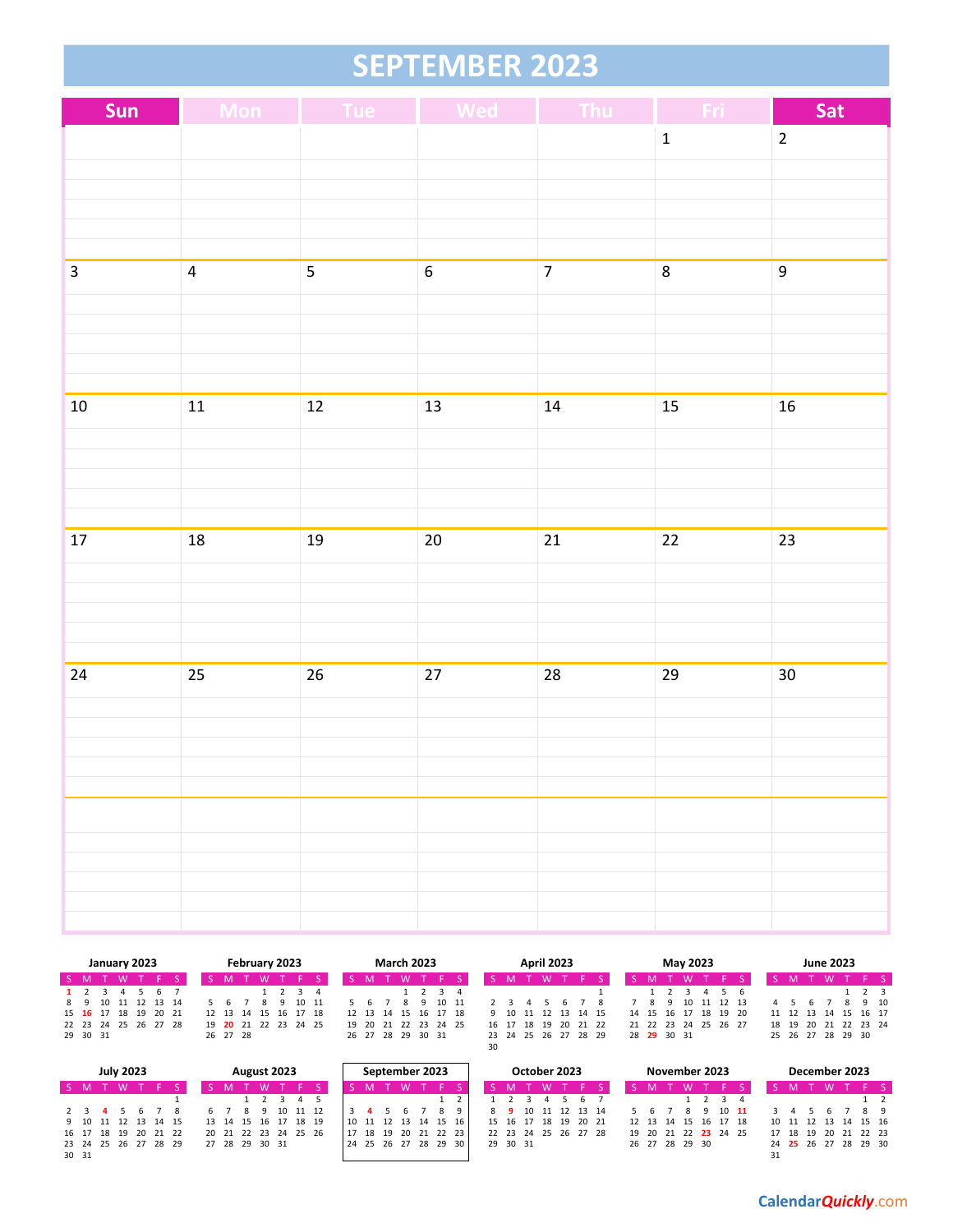# SEPTEMBER 2023

| Sun | Mon | Tue | Wed | Thu | Fri | Sat |
|---|---|---|---|---|---|---|
| | | | | | 1 | 2 |
| 3 | 4 | 5 | 6 | 7 | 8 | 9 |
| 10 | 11 | 12 | 13 | 14 | 15 | 16 |
| 17 | 18 | 19 | 20 | 21 | 22 | 23 |
| 24 | 25 | 26 | 27 | 28 | 29 | 30 |
| | | | | | | |

**January 2023**

| S | M | T | W | T | F | S |
|---|---|---|---|---|---|---|
| 1 | 2 | 3 | 4 | 5 | 6 | 7 |
| 8 | 9 | 10 | 11 | 12 | 13 | 14 |
| 15 | 16 | 17 | 18 | 19 | 20 | 21 |
| 22 | 23 | 24 | 25 | 26 | 27 | 28 |
| 29 | 30 | 31 | | | | |

**February 2023**

| S | M | T | W | T | F | S |
|---|---|---|---|---|---|---|
| | | | 1 | 2 | 3 | 4 |
| 5 | 6 | 7 | 8 | 9 | 10 | 11 |
| 12 | 13 | 14 | 15 | 16 | 17 | 18 |
| 19 | 20 | 21 | 22 | 23 | 24 | 25 |
| 26 | 27 | 28 | | | | |

**March 2023**

| S | M | T | W | T | F | S |
|---|---|---|---|---|---|---|
| | | | 1 | 2 | 3 | 4 |
| 5 | 6 | 7 | 8 | 9 | 10 | 11 |
| 12 | 13 | 14 | 15 | 16 | 17 | 18 |
| 19 | 20 | 21 | 22 | 23 | 24 | 25 |
| 26 | 27 | 28 | 29 | 30 | 31 | |

**April 2023**

| S | M | T | W | T | F | S |
|---|---|---|---|---|---|---|
| | | | | | | 1 |
| 2 | 3 | 4 | 5 | 6 | 7 | 8 |
| 9 | 10 | 11 | 12 | 13 | 14 | 15 |
| 16 | 17 | 18 | 19 | 20 | 21 | 22 |
| 23 | 24 | 25 | 26 | 27 | 28 | 29 |
| 30 | | | | | | |

**May 2023**

| S | M | T | W | T | F | S |
|---|---|---|---|---|---|---|
| | 1 | 2 | 3 | 4 | 5 | 6 |
| 7 | 8 | 9 | 10 | 11 | 12 | 13 |
| 14 | 15 | 16 | 17 | 18 | 19 | 20 |
| 21 | 22 | 23 | 24 | 25 | 26 | 27 |
| 28 | 29 | 30 | 31 | | | |

**June 2023**

| S | M | T | W | T | F | S |
|---|---|---|---|---|---|---|
| | | | | 1 | 2 | 3 |
| 4 | 5 | 6 | 7 | 8 | 9 | 10 |
| 11 | 12 | 13 | 14 | 15 | 16 | 17 |
| 18 | 19 | 20 | 21 | 22 | 23 | 24 |
| 25 | 26 | 27 | 28 | 29 | 30 | |

**July 2023**

| S | M | T | W | T | F | S |
|---|---|---|---|---|---|---|
| | | | | | | 1 |
| 2 | 3 | 4 | 5 | 6 | 7 | 8 |
| 9 | 10 | 11 | 12 | 13 | 14 | 15 |
| 16 | 17 | 18 | 19 | 20 | 21 | 22 |
| 23 | 24 | 25 | 26 | 27 | 28 | 29 |
| 30 | 31 | | | | | |

**August 2023**

| S | M | T | W | T | F | S |
|---|---|---|---|---|---|---|
| | | 1 | 2 | 3 | 4 | 5 |
| 6 | 7 | 8 | 9 | 10 | 11 | 12 |
| 13 | 14 | 15 | 16 | 17 | 18 | 19 |
| 20 | 21 | 22 | 23 | 24 | 25 | 26 |
| 27 | 28 | 29 | 30 | 31 | | |

**September 2023**

| S | M | T | W | T | F | S |
|---|---|---|---|---|---|---|
| | | | | | 1 | 2 |
| 3 | 4 | 5 | 6 | 7 | 8 | 9 |
| 10 | 11 | 12 | 13 | 14 | 15 | 16 |
| 17 | 18 | 19 | 20 | 21 | 22 | 23 |
| 24 | 25 | 26 | 27 | 28 | 29 | 30 |

**October 2023**

| S | M | T | W | T | F | S |
|---|---|---|---|---|---|---|
| 1 | 2 | 3 | 4 | 5 | 6 | 7 |
| 8 | 9 | 10 | 11 | 12 | 13 | 14 |
| 15 | 16 | 17 | 18 | 19 | 20 | 21 |
| 22 | 23 | 24 | 25 | 26 | 27 | 28 |
| 29 | 30 | 31 | | | | |

**November 2023**

| S | M | T | W | T | F | S |
|---|---|---|---|---|---|---|
| | | | 1 | 2 | 3 | 4 |
| 5 | 6 | 7 | 8 | 9 | 10 | 11 |
| 12 | 13 | 14 | 15 | 16 | 17 | 18 |
| 19 | 20 | 21 | 22 | 23 | 24 | 25 |
| 26 | 27 | 28 | 29 | 30 | | |

**December 2023**

| S | M | T | W | T | F | S |
|---|---|---|---|---|---|---|
| | | | | | 1 | 2 |
| 3 | 4 | 5 | 6 | 7 | 8 | 9 |
| 10 | 11 | 12 | 13 | 14 | 15 | 16 |
| 17 | 18 | 19 | 20 | 21 | 22 | 23 |
| 24 | 25 | 26 | 27 | 28 | 29 | 30 |
| 31 | | | | | | |

CalendarQuickly.com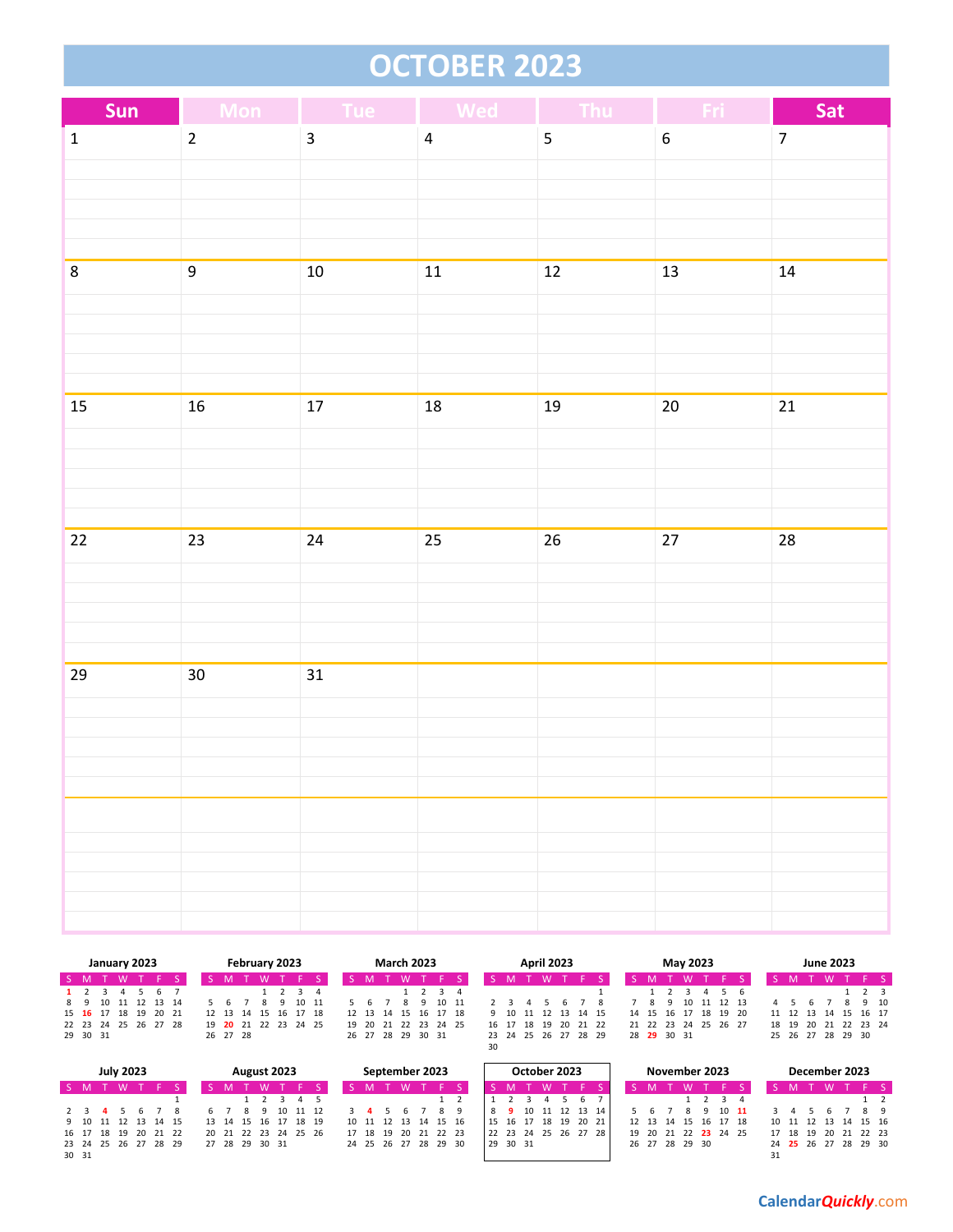# OCTOBER 2023

| Sun | Mon | Tue | Wed | Thu | Fri | Sat |
|---|---|---|---|---|---|---|
| 1 | 2 | 3 | 4 | 5 | 6 | 7 |
| 8 | 9 | 10 | 11 | 12 | 13 | 14 |
| 15 | 16 | 17 | 18 | 19 | 20 | 21 |
| 22 | 23 | 24 | 25 | 26 | 27 | 28 |
| 29 | 30 | 31 | | | | |
| | | | | | | |

**January 2023**

| S | M | T | W | T | F | S |
|---|---|---|---|---|---|---|
| 1 | 2 | 3 | 4 | 5 | 6 | 7 |
| 8 | 9 | 10 | 11 | 12 | 13 | 14 |
| 15 | 16 | 17 | 18 | 19 | 20 | 21 |
| 22 | 23 | 24 | 25 | 26 | 27 | 28 |
| 29 | 30 | 31 | | | | |

**February 2023**

| S | M | T | W | T | F | S |
|---|---|---|---|---|---|---|
| | | | 1 | 2 | 3 | 4 |
| 5 | 6 | 7 | 8 | 9 | 10 | 11 |
| 12 | 13 | 14 | 15 | 16 | 17 | 18 |
| 19 | 20 | 21 | 22 | 23 | 24 | 25 |
| 26 | 27 | 28 | | | | |

**March 2023**

| S | M | T | W | T | F | S |
|---|---|---|---|---|---|---|
| | | | 1 | 2 | 3 | 4 |
| 5 | 6 | 7 | 8 | 9 | 10 | 11 |
| 12 | 13 | 14 | 15 | 16 | 17 | 18 |
| 19 | 20 | 21 | 22 | 23 | 24 | 25 |
| 26 | 27 | 28 | 29 | 30 | 31 | |

**April 2023**

| S | M | T | W | T | F | S |
|---|---|---|---|---|---|---|
| | | | | | | 1 |
| 2 | 3 | 4 | 5 | 6 | 7 | 8 |
| 9 | 10 | 11 | 12 | 13 | 14 | 15 |
| 16 | 17 | 18 | 19 | 20 | 21 | 22 |
| 23 | 24 | 25 | 26 | 27 | 28 | 29 |
| 30 | | | | | | |

**May 2023**

| S | M | T | W | T | F | S |
|---|---|---|---|---|---|---|
| | 1 | 2 | 3 | 4 | 5 | 6 |
| 7 | 8 | 9 | 10 | 11 | 12 | 13 |
| 14 | 15 | 16 | 17 | 18 | 19 | 20 |
| 21 | 22 | 23 | 24 | 25 | 26 | 27 |
| 28 | 29 | 30 | 31 | | | |

**June 2023**

| S | M | T | W | T | F | S |
|---|---|---|---|---|---|---|
| | | | | 1 | 2 | 3 |
| 4 | 5 | 6 | 7 | 8 | 9 | 10 |
| 11 | 12 | 13 | 14 | 15 | 16 | 17 |
| 18 | 19 | 20 | 21 | 22 | 23 | 24 |
| 25 | 26 | 27 | 28 | 29 | 30 | |

**July 2023**

| S | M | T | W | T | F | S |
|---|---|---|---|---|---|---|
| | | | | | | 1 |
| 2 | 3 | 4 | 5 | 6 | 7 | 8 |
| 9 | 10 | 11 | 12 | 13 | 14 | 15 |
| 16 | 17 | 18 | 19 | 20 | 21 | 22 |
| 23 | 24 | 25 | 26 | 27 | 28 | 29 |
| 30 | 31 | | | | | |

**August 2023**

| S | M | T | W | T | F | S |
|---|---|---|---|---|---|---|
| | | 1 | 2 | 3 | 4 | 5 |
| 6 | 7 | 8 | 9 | 10 | 11 | 12 |
| 13 | 14 | 15 | 16 | 17 | 18 | 19 |
| 20 | 21 | 22 | 23 | 24 | 25 | 26 |
| 27 | 28 | 29 | 30 | 31 | | |

**September 2023**

| S | M | T | W | T | F | S |
|---|---|---|---|---|---|---|
| | | | | | 1 | 2 |
| 3 | 4 | 5 | 6 | 7 | 8 | 9 |
| 10 | 11 | 12 | 13 | 14 | 15 | 16 |
| 17 | 18 | 19 | 20 | 21 | 22 | 23 |
| 24 | 25 | 26 | 27 | 28 | 29 | 30 |

**October 2023**

| S | M | T | W | T | F | S |
|---|---|---|---|---|---|---|
| 1 | 2 | 3 | 4 | 5 | 6 | 7 |
| 8 | 9 | 10 | 11 | 12 | 13 | 14 |
| 15 | 16 | 17 | 18 | 19 | 20 | 21 |
| 22 | 23 | 24 | 25 | 26 | 27 | 28 |
| 29 | 30 | 31 | | | | |

**November 2023**

| S | M | T | W | T | F | S |
|---|---|---|---|---|---|---|
| | | | 1 | 2 | 3 | 4 |
| 5 | 6 | 7 | 8 | 9 | 10 | 11 |
| 12 | 13 | 14 | 15 | 16 | 17 | 18 |
| 19 | 20 | 21 | 22 | 23 | 24 | 25 |
| 26 | 27 | 28 | 29 | 30 | | |

**December 2023**

| S | M | T | W | T | F | S |
|---|---|---|---|---|---|---|
| | | | | | 1 | 2 |
| 3 | 4 | 5 | 6 | 7 | 8 | 9 |
| 10 | 11 | 12 | 13 | 14 | 15 | 16 |
| 17 | 18 | 19 | 20 | 21 | 22 | 23 |
| 24 | 25 | 26 | 27 | 28 | 29 | 30 |
| 31 | | | | | | |

CalendarQuickly.com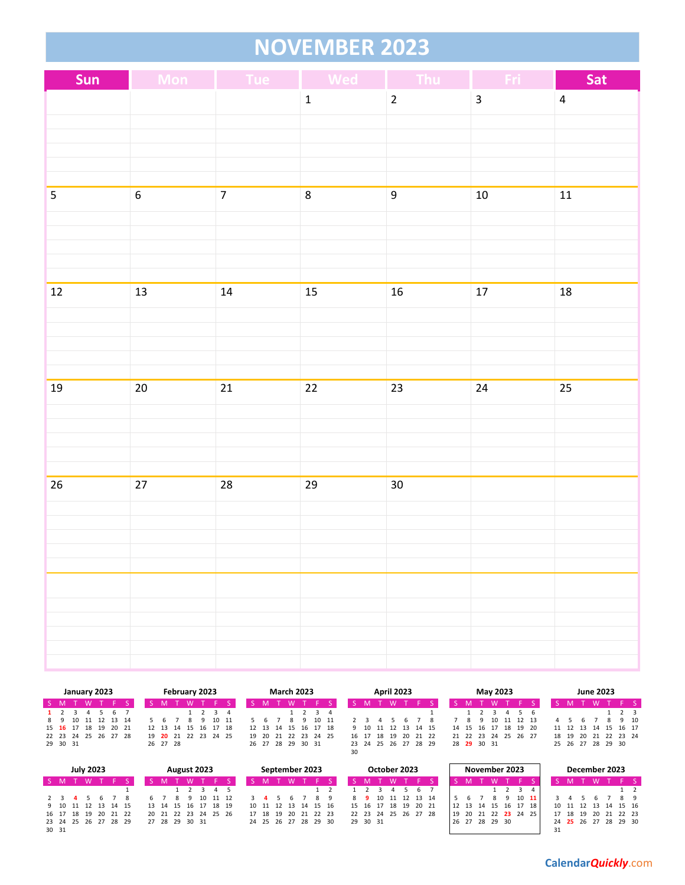# NOVEMBER 2023

| Sun | Mon | Tue | Wed | Thu | Fri | Sat |
|---|---|---|---|---|---|---|
| | | | 1 | 2 | 3 | 4 |
| 5 | 6 | 7 | 8 | 9 | 10 | 11 |
| 12 | 13 | 14 | 15 | 16 | 17 | 18 |
| 19 | 20 | 21 | 22 | 23 | 24 | 25 |
| 26 | 27 | 28 | 29 | 30 | | |
| | | | | | | |

**January 2023**

| S | M | T | W | T | F | S |
|---|---|---|---|---|---|---|
| 1 | 2 | 3 | 4 | 5 | 6 | 7 |
| 8 | 9 | 10 | 11 | 12 | 13 | 14 |
| 15 | 16 | 17 | 18 | 19 | 20 | 21 |
| 22 | 23 | 24 | 25 | 26 | 27 | 28 |
| 29 | 30 | 31 | | | | |

**February 2023**

| S | M | T | W | T | F | S |
|---|---|---|---|---|---|---|
| | | | 1 | 2 | 3 | 4 |
| 5 | 6 | 7 | 8 | 9 | 10 | 11 |
| 12 | 13 | 14 | 15 | 16 | 17 | 18 |
| 19 | 20 | 21 | 22 | 23 | 24 | 25 |
| 26 | 27 | 28 | | | | |

**March 2023**

| S | M | T | W | T | F | S |
|---|---|---|---|---|---|---|
| | | | 1 | 2 | 3 | 4 |
| 5 | 6 | 7 | 8 | 9 | 10 | 11 |
| 12 | 13 | 14 | 15 | 16 | 17 | 18 |
| 19 | 20 | 21 | 22 | 23 | 24 | 25 |
| 26 | 27 | 28 | 29 | 30 | 31 | |

**April 2023**

| S | M | T | W | T | F | S |
|---|---|---|---|---|---|---|
| | | | | | | 1 |
| 2 | 3 | 4 | 5 | 6 | 7 | 8 |
| 9 | 10 | 11 | 12 | 13 | 14 | 15 |
| 16 | 17 | 18 | 19 | 20 | 21 | 22 |
| 23 | 24 | 25 | 26 | 27 | 28 | 29 |
| 30 | | | | | | |

**May 2023**

| S | M | T | W | T | F | S |
|---|---|---|---|---|---|---|
| | 1 | 2 | 3 | 4 | 5 | 6 |
| 7 | 8 | 9 | 10 | 11 | 12 | 13 |
| 14 | 15 | 16 | 17 | 18 | 19 | 20 |
| 21 | 22 | 23 | 24 | 25 | 26 | 27 |
| 28 | 29 | 30 | 31 | | | |

**June 2023**

| S | M | T | W | T | F | S |
|---|---|---|---|---|---|---|
| | | | | 1 | 2 | 3 |
| 4 | 5 | 6 | 7 | 8 | 9 | 10 |
| 11 | 12 | 13 | 14 | 15 | 16 | 17 |
| 18 | 19 | 20 | 21 | 22 | 23 | 24 |
| 25 | 26 | 27 | 28 | 29 | 30 | |

**July 2023**

| S | M | T | W | T | F | S |
|---|---|---|---|---|---|---|
| | | | | | | 1 |
| 2 | 3 | 4 | 5 | 6 | 7 | 8 |
| 9 | 10 | 11 | 12 | 13 | 14 | 15 |
| 16 | 17 | 18 | 19 | 20 | 21 | 22 |
| 23 | 24 | 25 | 26 | 27 | 28 | 29 |
| 30 | 31 | | | | | |

**August 2023**

| S | M | T | W | T | F | S |
|---|---|---|---|---|---|---|
| | | 1 | 2 | 3 | 4 | 5 |
| 6 | 7 | 8 | 9 | 10 | 11 | 12 |
| 13 | 14 | 15 | 16 | 17 | 18 | 19 |
| 20 | 21 | 22 | 23 | 24 | 25 | 26 |
| 27 | 28 | 29 | 30 | 31 | | |

**September 2023**

| S | M | T | W | T | F | S |
|---|---|---|---|---|---|---|
| | | | | | 1 | 2 |
| 3 | 4 | 5 | 6 | 7 | 8 | 9 |
| 10 | 11 | 12 | 13 | 14 | 15 | 16 |
| 17 | 18 | 19 | 20 | 21 | 22 | 23 |
| 24 | 25 | 26 | 27 | 28 | 29 | 30 |

**October 2023**

| S | M | T | W | T | F | S |
|---|---|---|---|---|---|---|
| 1 | 2 | 3 | 4 | 5 | 6 | 7 |
| 8 | 9 | 10 | 11 | 12 | 13 | 14 |
| 15 | 16 | 17 | 18 | 19 | 20 | 21 |
| 22 | 23 | 24 | 25 | 26 | 27 | 28 |
| 29 | 30 | 31 | | | | |

**November 2023**

| S | M | T | W | T | F | S |
|---|---|---|---|---|---|---|
| | | | 1 | 2 | 3 | 4 |
| 5 | 6 | 7 | 8 | 9 | 10 | 11 |
| 12 | 13 | 14 | 15 | 16 | 17 | 18 |
| 19 | 20 | 21 | 22 | 23 | 24 | 25 |
| 26 | 27 | 28 | 29 | 30 | | |

**December 2023**

| S | M | T | W | T | F | S |
|---|---|---|---|---|---|---|
| | | | | | 1 | 2 |
| 3 | 4 | 5 | 6 | 7 | 8 | 9 |
| 10 | 11 | 12 | 13 | 14 | 15 | 16 |
| 17 | 18 | 19 | 20 | 21 | 22 | 23 |
| 24 | 25 | 26 | 27 | 28 | 29 | 30 |
| 31 | | | | | | |

CalendarQuickly.com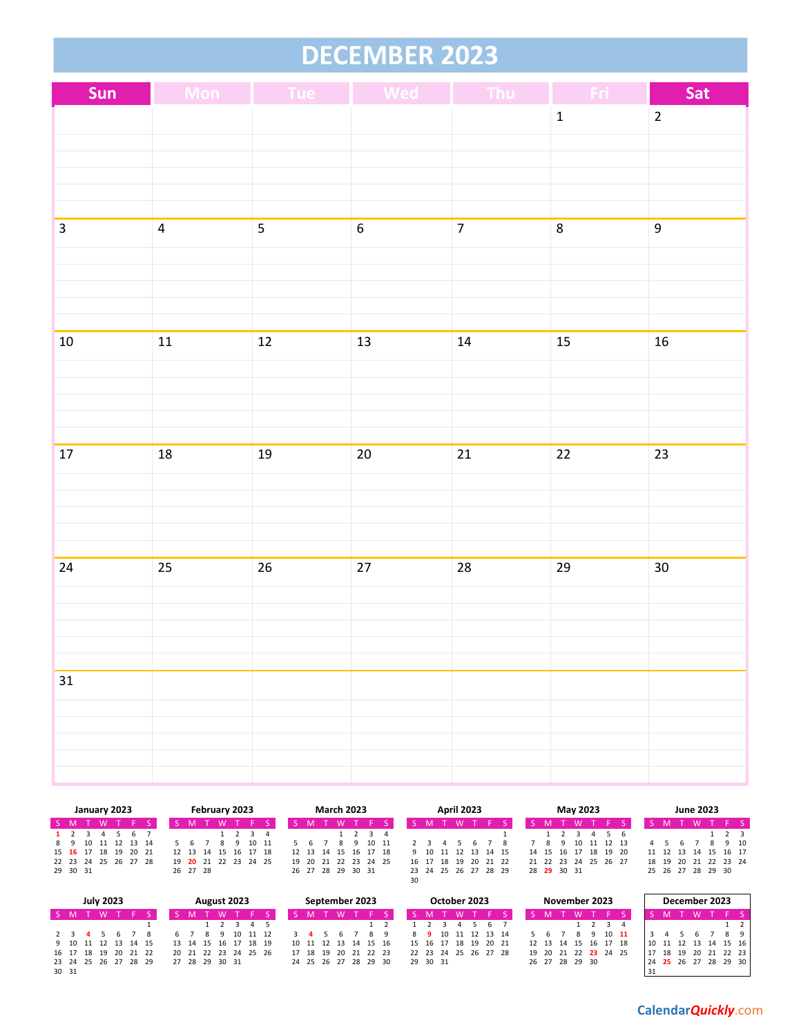# DECEMBER 2023

| Sun | Mon | Tue | Wed | Thu | Fri | Sat |
|---|---|---|---|---|---|---|
| | | | | | 1 | 2 |
| 3 | 4 | 5 | 6 | 7 | 8 | 9 |
| 10 | 11 | 12 | 13 | 14 | 15 | 16 |
| 17 | 18 | 19 | 20 | 21 | 22 | 23 |
| 24 | 25 | 26 | 27 | 28 | 29 | 30 |
| 31 | | | | | | |

**January 2023**

| S | M | T | W | T | F | S |
|---|---|---|---|---|---|---|
| 1 | 2 | 3 | 4 | 5 | 6 | 7 |
| 8 | 9 | 10 | 11 | 12 | 13 | 14 |
| 15 | 16 | 17 | 18 | 19 | 20 | 21 |
| 22 | 23 | 24 | 25 | 26 | 27 | 28 |
| 29 | 30 | 31 | | | | |

**February 2023**

| S | M | T | W | T | F | S |
|---|---|---|---|---|---|---|
| | | | 1 | 2 | 3 | 4 |
| 5 | 6 | 7 | 8 | 9 | 10 | 11 |
| 12 | 13 | 14 | 15 | 16 | 17 | 18 |
| 19 | 20 | 21 | 22 | 23 | 24 | 25 |
| 26 | 27 | 28 | | | | |

**March 2023**

| S | M | T | W | T | F | S |
|---|---|---|---|---|---|---|
| | | | 1 | 2 | 3 | 4 |
| 5 | 6 | 7 | 8 | 9 | 10 | 11 |
| 12 | 13 | 14 | 15 | 16 | 17 | 18 |
| 19 | 20 | 21 | 22 | 23 | 24 | 25 |
| 26 | 27 | 28 | 29 | 30 | 31 | |

**April 2023**

| S | M | T | W | T | F | S |
|---|---|---|---|---|---|---|
| | | | | | | 1 |
| 2 | 3 | 4 | 5 | 6 | 7 | 8 |
| 9 | 10 | 11 | 12 | 13 | 14 | 15 |
| 16 | 17 | 18 | 19 | 20 | 21 | 22 |
| 23 | 24 | 25 | 26 | 27 | 28 | 29 |
| 30 | | | | | | |

**May 2023**

| S | M | T | W | T | F | S |
|---|---|---|---|---|---|---|
| | 1 | 2 | 3 | 4 | 5 | 6 |
| 7 | 8 | 9 | 10 | 11 | 12 | 13 |
| 14 | 15 | 16 | 17 | 18 | 19 | 20 |
| 21 | 22 | 23 | 24 | 25 | 26 | 27 |
| 28 | 29 | 30 | 31 | | | |

**June 2023**

| S | M | T | W | T | F | S |
|---|---|---|---|---|---|---|
| | | | | 1 | 2 | 3 |
| 4 | 5 | 6 | 7 | 8 | 9 | 10 |
| 11 | 12 | 13 | 14 | 15 | 16 | 17 |
| 18 | 19 | 20 | 21 | 22 | 23 | 24 |
| 25 | 26 | 27 | 28 | 29 | 30 | |

**July 2023**

| S | M | T | W | T | F | S |
|---|---|---|---|---|---|---|
| | | | | | | 1 |
| 2 | 3 | 4 | 5 | 6 | 7 | 8 |
| 9 | 10 | 11 | 12 | 13 | 14 | 15 |
| 16 | 17 | 18 | 19 | 20 | 21 | 22 |
| 23 | 24 | 25 | 26 | 27 | 28 | 29 |
| 30 | 31 | | | | | |

**August 2023**

| S | M | T | W | T | F | S |
|---|---|---|---|---|---|---|
| | | 1 | 2 | 3 | 4 | 5 |
| 6 | 7 | 8 | 9 | 10 | 11 | 12 |
| 13 | 14 | 15 | 16 | 17 | 18 | 19 |
| 20 | 21 | 22 | 23 | 24 | 25 | 26 |
| 27 | 28 | 29 | 30 | 31 | | |

**September 2023**

| S | M | T | W | T | F | S |
|---|---|---|---|---|---|---|
| | | | | | 1 | 2 |
| 3 | 4 | 5 | 6 | 7 | 8 | 9 |
| 10 | 11 | 12 | 13 | 14 | 15 | 16 |
| 17 | 18 | 19 | 20 | 21 | 22 | 23 |
| 24 | 25 | 26 | 27 | 28 | 29 | 30 |

**October 2023**

| S | M | T | W | T | F | S |
|---|---|---|---|---|---|---|
| 1 | 2 | 3 | 4 | 5 | 6 | 7 |
| 8 | 9 | 10 | 11 | 12 | 13 | 14 |
| 15 | 16 | 17 | 18 | 19 | 20 | 21 |
| 22 | 23 | 24 | 25 | 26 | 27 | 28 |
| 29 | 30 | 31 | | | | |

**November 2023**

| S | M | T | W | T | F | S |
|---|---|---|---|---|---|---|
| | | | 1 | 2 | 3 | 4 |
| 5 | 6 | 7 | 8 | 9 | 10 | 11 |
| 12 | 13 | 14 | 15 | 16 | 17 | 18 |
| 19 | 20 | 21 | 22 | 23 | 24 | 25 |
| 26 | 27 | 28 | 29 | 30 | | |

**December 2023**

| S | M | T | W | T | F | S |
|---|---|---|---|---|---|---|
| | | | | | 1 | 2 |
| 3 | 4 | 5 | 6 | 7 | 8 | 9 |
| 10 | 11 | 12 | 13 | 14 | 15 | 16 |
| 17 | 18 | 19 | 20 | 21 | 22 | 23 |
| 24 | 25 | 26 | 27 | 28 | 29 | 30 |
| 31 | | | | | | |

CalendarQuickly.com